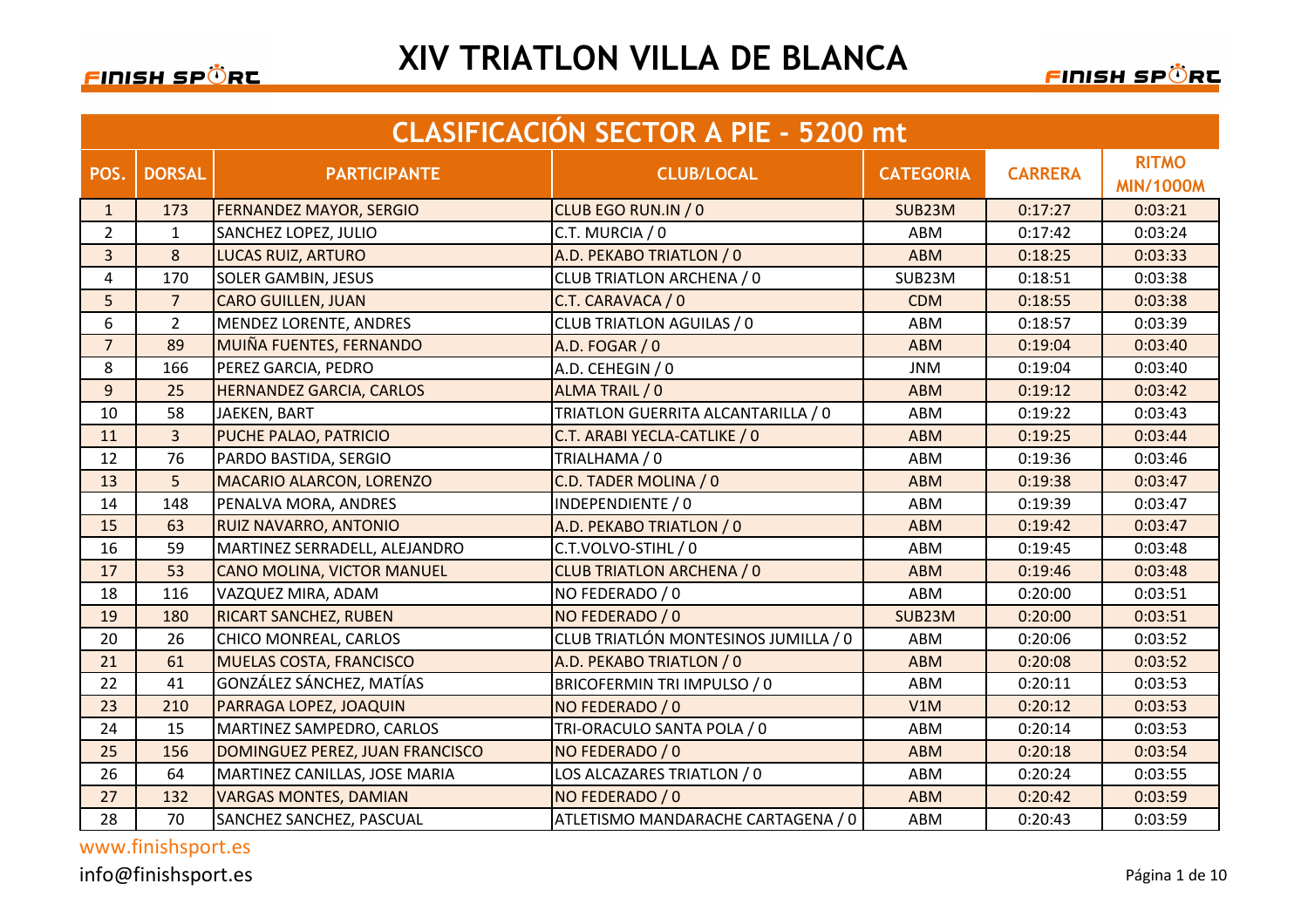# XIV TRIATLON VILLA DE BLANCA

## CLASIFICACIÓN SECTOR A PIE - 5200 mt

| POS. | DORSAL | PARTICIPANTE | CLUB/LOCAL | CATEGORIA | CARRERA | RITMO MIN/1000M |
|---|---|---|---|---|---|---|
| 1 | 173 | FERNANDEZ MAYOR, SERGIO | CLUB EGO RUN.IN / 0 | SUB23M | 0:17:27 | 0:03:21 |
| 2 | 1 | SANCHEZ LOPEZ, JULIO | C.T. MURCIA / 0 | ABM | 0:17:42 | 0:03:24 |
| 3 | 8 | LUCAS RUIZ, ARTURO | A.D. PEKABO TRIATLON / 0 | ABM | 0:18:25 | 0:03:33 |
| 4 | 170 | SOLER GAMBIN, JESUS | CLUB TRIATLON ARCHENA / 0 | SUB23M | 0:18:51 | 0:03:38 |
| 5 | 7 | CARO GUILLEN, JUAN | C.T. CARAVACA / 0 | CDM | 0:18:55 | 0:03:38 |
| 6 | 2 | MENDEZ LORENTE, ANDRES | CLUB TRIATLON AGUILAS / 0 | ABM | 0:18:57 | 0:03:39 |
| 7 | 89 | MUIÑA FUENTES, FERNANDO | A.D. FOGAR / 0 | ABM | 0:19:04 | 0:03:40 |
| 8 | 166 | PEREZ GARCIA, PEDRO | A.D. CEHEGIN / 0 | JNM | 0:19:04 | 0:03:40 |
| 9 | 25 | HERNANDEZ GARCIA, CARLOS | ALMA TRAIL / 0 | ABM | 0:19:12 | 0:03:42 |
| 10 | 58 | JAEKEN, BART | TRIATLON GUERRITA ALCANTARILLA / 0 | ABM | 0:19:22 | 0:03:43 |
| 11 | 3 | PUCHE PALAO, PATRICIO | C.T. ARABI YECLA-CATLIKE / 0 | ABM | 0:19:25 | 0:03:44 |
| 12 | 76 | PARDO BASTIDA, SERGIO | TRIALHAMA / 0 | ABM | 0:19:36 | 0:03:46 |
| 13 | 5 | MACARIO ALARCON, LORENZO | C.D. TADER MOLINA / 0 | ABM | 0:19:38 | 0:03:47 |
| 14 | 148 | PENALVA MORA, ANDRES | INDEPENDIENTE / 0 | ABM | 0:19:39 | 0:03:47 |
| 15 | 63 | RUIZ NAVARRO, ANTONIO | A.D. PEKABO TRIATLON / 0 | ABM | 0:19:42 | 0:03:47 |
| 16 | 59 | MARTINEZ SERRADELL, ALEJANDRO | C.T.VOLVO-STIHL / 0 | ABM | 0:19:45 | 0:03:48 |
| 17 | 53 | CANO MOLINA, VICTOR MANUEL | CLUB TRIATLON ARCHENA / 0 | ABM | 0:19:46 | 0:03:48 |
| 18 | 116 | VAZQUEZ MIRA, ADAM | NO FEDERADO / 0 | ABM | 0:20:00 | 0:03:51 |
| 19 | 180 | RICART SANCHEZ, RUBEN | NO FEDERADO / 0 | SUB23M | 0:20:00 | 0:03:51 |
| 20 | 26 | CHICO MONREAL, CARLOS | CLUB TRIATLÓN MONTESINOS JUMILLA / 0 | ABM | 0:20:06 | 0:03:52 |
| 21 | 61 | MUELAS COSTA, FRANCISCO | A.D. PEKABO TRIATLON / 0 | ABM | 0:20:08 | 0:03:52 |
| 22 | 41 | GONZÁLEZ SÁNCHEZ, MATÍAS | BRICOFERMIN TRI IMPULSO / 0 | ABM | 0:20:11 | 0:03:53 |
| 23 | 210 | PARRAGA LOPEZ, JOAQUIN | NO FEDERADO / 0 | V1M | 0:20:12 | 0:03:53 |
| 24 | 15 | MARTINEZ SAMPEDRO, CARLOS | TRI-ORACULO SANTA POLA / 0 | ABM | 0:20:14 | 0:03:53 |
| 25 | 156 | DOMINGUEZ PEREZ, JUAN FRANCISCO | NO FEDERADO / 0 | ABM | 0:20:18 | 0:03:54 |
| 26 | 64 | MARTINEZ CANILLAS, JOSE MARIA | LOS ALCAZARES TRIATLON / 0 | ABM | 0:20:24 | 0:03:55 |
| 27 | 132 | VARGAS MONTES, DAMIAN | NO FEDERADO / 0 | ABM | 0:20:42 | 0:03:59 |
| 28 | 70 | SANCHEZ SANCHEZ, PASCUAL | ATLETISMO MANDARACHE CARTAGENA / 0 | ABM | 0:20:43 | 0:03:59 |

www.finishsport.es

info@finishsport.es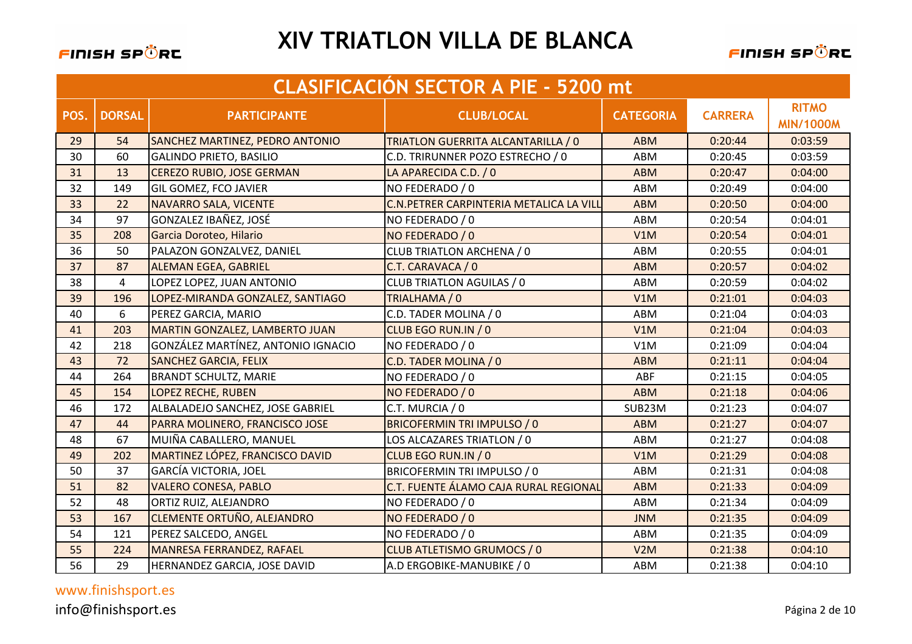# XIV TRIATLON VILLA DE BLANCA

## CLASIFICACIÓN SECTOR A PIE - 5200 mt

| POS. | DORSAL | PARTICIPANTE | CLUB/LOCAL | CATEGORIA | CARRERA | RITMO MIN/1000M |
|---|---|---|---|---|---|---|
| 29 | 54 | SANCHEZ MARTINEZ, PEDRO ANTONIO | TRIATLON GUERRITA ALCANTARILLA / 0 | ABM | 0:20:44 | 0:03:59 |
| 30 | 60 | GALINDO PRIETO, BASILIO | C.D. TRIRUNNER POZO ESTRECHO / 0 | ABM | 0:20:45 | 0:03:59 |
| 31 | 13 | CEREZO RUBIO, JOSE GERMAN | LA APARECIDA C.D. / 0 | ABM | 0:20:47 | 0:04:00 |
| 32 | 149 | GIL GOMEZ, FCO JAVIER | NO FEDERADO / 0 | ABM | 0:20:49 | 0:04:00 |
| 33 | 22 | NAVARRO SALA, VICENTE | C.N.PETRER CARPINTERIA METALICA LA VILL | ABM | 0:20:50 | 0:04:00 |
| 34 | 97 | GONZALEZ IBAÑEZ, JOSÉ | NO FEDERADO / 0 | ABM | 0:20:54 | 0:04:01 |
| 35 | 208 | Garcia Doroteo, Hilario | NO FEDERADO / 0 | V1M | 0:20:54 | 0:04:01 |
| 36 | 50 | PALAZON GONZALVEZ, DANIEL | CLUB TRIATLON ARCHENA / 0 | ABM | 0:20:55 | 0:04:01 |
| 37 | 87 | ALEMAN EGEA, GABRIEL | C.T. CARAVACA / 0 | ABM | 0:20:57 | 0:04:02 |
| 38 | 4 | LOPEZ LOPEZ, JUAN ANTONIO | CLUB TRIATLON AGUILAS / 0 | ABM | 0:20:59 | 0:04:02 |
| 39 | 196 | LOPEZ-MIRANDA GONZALEZ, SANTIAGO | TRIALHAMA / 0 | V1M | 0:21:01 | 0:04:03 |
| 40 | 6 | PEREZ GARCIA, MARIO | C.D. TADER MOLINA / 0 | ABM | 0:21:04 | 0:04:03 |
| 41 | 203 | MARTIN GONZALEZ, LAMBERTO JUAN | CLUB EGO RUN.IN / 0 | V1M | 0:21:04 | 0:04:03 |
| 42 | 218 | GONZÁLEZ MARTÍNEZ, ANTONIO IGNACIO | NO FEDERADO / 0 | V1M | 0:21:09 | 0:04:04 |
| 43 | 72 | SANCHEZ GARCIA, FELIX | C.D. TADER MOLINA / 0 | ABM | 0:21:11 | 0:04:04 |
| 44 | 264 | BRANDT SCHULTZ, MARIE | NO FEDERADO / 0 | ABF | 0:21:15 | 0:04:05 |
| 45 | 154 | LOPEZ RECHE, RUBEN | NO FEDERADO / 0 | ABM | 0:21:18 | 0:04:06 |
| 46 | 172 | ALBALADEJO SANCHEZ, JOSE GABRIEL | C.T. MURCIA / 0 | SUB23M | 0:21:23 | 0:04:07 |
| 47 | 44 | PARRA MOLINERO, FRANCISCO JOSE | BRICOFERMIN TRI IMPULSO / 0 | ABM | 0:21:27 | 0:04:07 |
| 48 | 67 | MUIÑA CABALLERO, MANUEL | LOS ALCAZARES TRIATLON / 0 | ABM | 0:21:27 | 0:04:08 |
| 49 | 202 | MARTINEZ LÓPEZ, FRANCISCO DAVID | CLUB EGO RUN.IN / 0 | V1M | 0:21:29 | 0:04:08 |
| 50 | 37 | GARCÍA VICTORIA, JOEL | BRICOFERMIN TRI IMPULSO / 0 | ABM | 0:21:31 | 0:04:08 |
| 51 | 82 | VALERO CONESA, PABLO | C.T. FUENTE ÁLAMO CAJA RURAL REGIONAL | ABM | 0:21:33 | 0:04:09 |
| 52 | 48 | ORTIZ RUIZ, ALEJANDRO | NO FEDERADO / 0 | ABM | 0:21:34 | 0:04:09 |
| 53 | 167 | CLEMENTE ORTUÑO, ALEJANDRO | NO FEDERADO / 0 | JNM | 0:21:35 | 0:04:09 |
| 54 | 121 | PEREZ SALCEDO, ANGEL | NO FEDERADO / 0 | ABM | 0:21:35 | 0:04:09 |
| 55 | 224 | MANRESA FERRANDEZ, RAFAEL | CLUB ATLETISMO GRUMOCS / 0 | V2M | 0:21:38 | 0:04:10 |
| 56 | 29 | HERNANDEZ GARCIA, JOSE DAVID | A.D ERGOBIKE-MANUBIKE / 0 | ABM | 0:21:38 | 0:04:10 |

www.finishsport.es

info@finishsport.es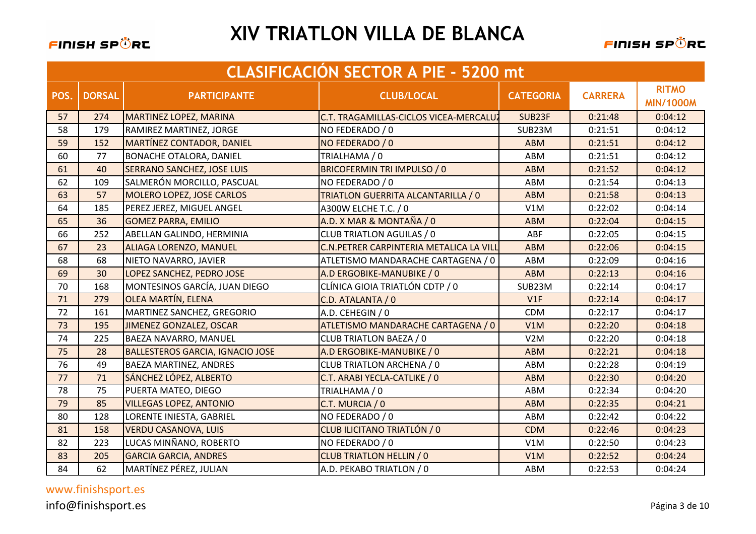# XIV TRIATLON VILLA DE BLANCA

## CLASIFICACIÓN SECTOR A PIE - 5200 mt

| POS. | DORSAL | PARTICIPANTE | CLUB/LOCAL | CATEGORIA | CARRERA | RITMO MIN/1000M |
|---|---|---|---|---|---|---|
| 57 | 274 | MARTINEZ LOPEZ, MARINA | C.T. TRAGAMILLAS-CICLOS VICEA-MERCALUZ | SUB23F | 0:21:48 | 0:04:12 |
| 58 | 179 | RAMIREZ MARTINEZ, JORGE | NO FEDERADO / 0 | SUB23M | 0:21:51 | 0:04:12 |
| 59 | 152 | MARTÍNEZ CONTADOR, DANIEL | NO FEDERADO / 0 | ABM | 0:21:51 | 0:04:12 |
| 60 | 77 | BONACHE OTALORA, DANIEL | TRIALHAMA / 0 | ABM | 0:21:51 | 0:04:12 |
| 61 | 40 | SERRANO SANCHEZ, JOSE LUIS | BRICOFERMIN TRI IMPULSO / 0 | ABM | 0:21:52 | 0:04:12 |
| 62 | 109 | SALMERÓN MORCILLO, PASCUAL | NO FEDERADO / 0 | ABM | 0:21:54 | 0:04:13 |
| 63 | 57 | MOLERO LOPEZ, JOSE CARLOS | TRIATLON GUERRITA ALCANTARILLA / 0 | ABM | 0:21:58 | 0:04:13 |
| 64 | 185 | PEREZ JEREZ, MIGUEL ANGEL | A300W ELCHE T.C. / 0 | V1M | 0:22:02 | 0:04:14 |
| 65 | 36 | GOMEZ PARRA, EMILIO | A.D. X MAR & MONTAÑA / 0 | ABM | 0:22:04 | 0:04:15 |
| 66 | 252 | ABELLAN GALINDO, HERMINIA | CLUB TRIATLON AGUILAS / 0 | ABF | 0:22:05 | 0:04:15 |
| 67 | 23 | ALIAGA LORENZO, MANUEL | C.N.PETRER CARPINTERIA METALICA LA VILL | ABM | 0:22:06 | 0:04:15 |
| 68 | 68 | NIETO NAVARRO, JAVIER | ATLETISMO MANDARACHE CARTAGENA / 0 | ABM | 0:22:09 | 0:04:16 |
| 69 | 30 | LOPEZ SANCHEZ, PEDRO JOSE | A.D ERGOBIKE-MANUBIKE / 0 | ABM | 0:22:13 | 0:04:16 |
| 70 | 168 | MONTESINOS GARCÍA, JUAN DIEGO | CLÍNICA GIOIA TRIATLÓN CDTP / 0 | SUB23M | 0:22:14 | 0:04:17 |
| 71 | 279 | OLEA MARTÍN, ELENA | C.D. ATALANTA / 0 | V1F | 0:22:14 | 0:04:17 |
| 72 | 161 | MARTINEZ SANCHEZ, GREGORIO | A.D. CEHEGIN / 0 | CDM | 0:22:17 | 0:04:17 |
| 73 | 195 | JIMENEZ GONZALEZ, OSCAR | ATLETISMO MANDARACHE CARTAGENA / 0 | V1M | 0:22:20 | 0:04:18 |
| 74 | 225 | BAEZA NAVARRO, MANUEL | CLUB TRIATLON BAEZA / 0 | V2M | 0:22:20 | 0:04:18 |
| 75 | 28 | BALLESTEROS GARCIA, IGNACIO JOSE | A.D ERGOBIKE-MANUBIKE / 0 | ABM | 0:22:21 | 0:04:18 |
| 76 | 49 | BAEZA MARTINEZ, ANDRES | CLUB TRIATLON ARCHENA / 0 | ABM | 0:22:28 | 0:04:19 |
| 77 | 71 | SÁNCHEZ LÓPEZ, ALBERTO | C.T. ARABI YECLA-CATLIKE / 0 | ABM | 0:22:30 | 0:04:20 |
| 78 | 75 | PUERTA MATEO, DIEGO | TRIALHAMA / 0 | ABM | 0:22:34 | 0:04:20 |
| 79 | 85 | VILLEGAS LOPEZ, ANTONIO | C.T. MURCIA / 0 | ABM | 0:22:35 | 0:04:21 |
| 80 | 128 | LORENTE INIESTA, GABRIEL | NO FEDERADO / 0 | ABM | 0:22:42 | 0:04:22 |
| 81 | 158 | VERDU CASANOVA, LUIS | CLUB ILICITANO TRIATLÓN / 0 | CDM | 0:22:46 | 0:04:23 |
| 82 | 223 | LUCAS MINÑANO, ROBERTO | NO FEDERADO / 0 | V1M | 0:22:50 | 0:04:23 |
| 83 | 205 | GARCIA GARCIA, ANDRES | CLUB TRIATLON HELLIN / 0 | V1M | 0:22:52 | 0:04:24 |
| 84 | 62 | MARTÍNEZ PÉREZ, JULIAN | A.D. PEKABO TRIATLON / 0 | ABM | 0:22:53 | 0:04:24 |

www.finishsport.es
info@finishsport.es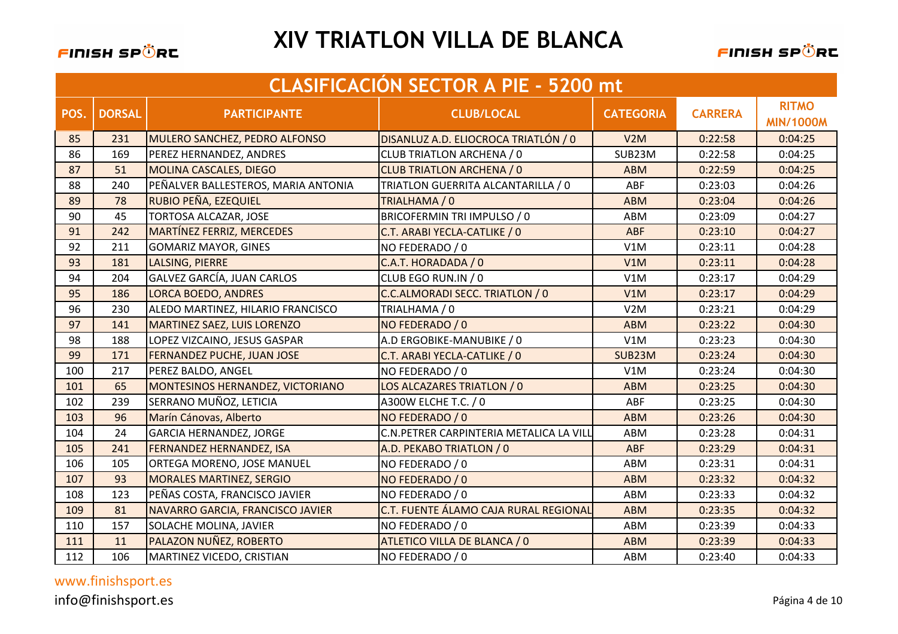# XIV TRIATLON VILLA DE BLANCA

## CLASIFICACIÓN SECTOR A PIE - 5200 mt

| POS. | DORSAL | PARTICIPANTE | CLUB/LOCAL | CATEGORIA | CARRERA | RITMO MIN/1000M |
|---|---|---|---|---|---|---|
| 85 | 231 | MULERO SANCHEZ, PEDRO ALFONSO | DISANLUZ A.D. ELIOCROCA TRIATLÓN / 0 | V2M | 0:22:58 | 0:04:25 |
| 86 | 169 | PEREZ HERNANDEZ, ANDRES | CLUB TRIATLON ARCHENA / 0 | SUB23M | 0:22:58 | 0:04:25 |
| 87 | 51 | MOLINA CASCALES, DIEGO | CLUB TRIATLON ARCHENA / 0 | ABM | 0:22:59 | 0:04:25 |
| 88 | 240 | PEÑALVER BALLESTEROS, MARIA ANTONIA | TRIATLON GUERRITA ALCANTARILLA / 0 | ABF | 0:23:03 | 0:04:26 |
| 89 | 78 | RUBIO PEÑA, EZEQUIEL | TRIALHAMA / 0 | ABM | 0:23:04 | 0:04:26 |
| 90 | 45 | TORTOSA ALCAZAR, JOSE | BRICOFERMIN TRI IMPULSO / 0 | ABM | 0:23:09 | 0:04:27 |
| 91 | 242 | MARTÍNEZ FERRIZ, MERCEDES | C.T. ARABI YECLA-CATLIKE / 0 | ABF | 0:23:10 | 0:04:27 |
| 92 | 211 | GOMARIZ MAYOR, GINES | NO FEDERADO / 0 | V1M | 0:23:11 | 0:04:28 |
| 93 | 181 | LALSING, PIERRE | C.A.T. HORADADA / 0 | V1M | 0:23:11 | 0:04:28 |
| 94 | 204 | GALVEZ GARCÍA, JUAN CARLOS | CLUB EGO RUN.IN / 0 | V1M | 0:23:17 | 0:04:29 |
| 95 | 186 | LORCA BOEDO, ANDRES | C.C.ALMORADI SECC. TRIATLON / 0 | V1M | 0:23:17 | 0:04:29 |
| 96 | 230 | ALEDO MARTINEZ, HILARIO FRANCISCO | TRIALHAMA / 0 | V2M | 0:23:21 | 0:04:29 |
| 97 | 141 | MARTINEZ SAEZ, LUIS LORENZO | NO FEDERADO / 0 | ABM | 0:23:22 | 0:04:30 |
| 98 | 188 | LOPEZ VIZCAINO, JESUS GASPAR | A.D ERGOBIKE-MANUBIKE / 0 | V1M | 0:23:23 | 0:04:30 |
| 99 | 171 | FERNANDEZ PUCHE, JUAN JOSE | C.T. ARABI YECLA-CATLIKE / 0 | SUB23M | 0:23:24 | 0:04:30 |
| 100 | 217 | PEREZ BALDO, ANGEL | NO FEDERADO / 0 | V1M | 0:23:24 | 0:04:30 |
| 101 | 65 | MONTESINOS HERNANDEZ, VICTORIANO | LOS ALCAZARES TRIATLON / 0 | ABM | 0:23:25 | 0:04:30 |
| 102 | 239 | SERRANO MUÑOZ, LETICIA | A300W ELCHE T.C. / 0 | ABF | 0:23:25 | 0:04:30 |
| 103 | 96 | Marín Cánovas, Alberto | NO FEDERADO / 0 | ABM | 0:23:26 | 0:04:30 |
| 104 | 24 | GARCIA HERNANDEZ, JORGE | C.N.PETRER CARPINTERIA METALICA LA VILL | ABM | 0:23:28 | 0:04:31 |
| 105 | 241 | FERNANDEZ HERNANDEZ, ISA | A.D. PEKABO TRIATLON / 0 | ABF | 0:23:29 | 0:04:31 |
| 106 | 105 | ORTEGA MORENO, JOSE MANUEL | NO FEDERADO / 0 | ABM | 0:23:31 | 0:04:31 |
| 107 | 93 | MORALES MARTINEZ, SERGIO | NO FEDERADO / 0 | ABM | 0:23:32 | 0:04:32 |
| 108 | 123 | PEÑAS COSTA, FRANCISCO JAVIER | NO FEDERADO / 0 | ABM | 0:23:33 | 0:04:32 |
| 109 | 81 | NAVARRO GARCIA, FRANCISCO JAVIER | C.T. FUENTE ÁLAMO CAJA RURAL REGIONAL | ABM | 0:23:35 | 0:04:32 |
| 110 | 157 | SOLACHE MOLINA, JAVIER | NO FEDERADO / 0 | ABM | 0:23:39 | 0:04:33 |
| 111 | 11 | PALAZON NUÑEZ, ROBERTO | ATLETICO VILLA DE BLANCA / 0 | ABM | 0:23:39 | 0:04:33 |
| 112 | 106 | MARTINEZ VICEDO, CRISTIAN | NO FEDERADO / 0 | ABM | 0:23:40 | 0:04:33 |

www.finishsport.es

info@finishsport.es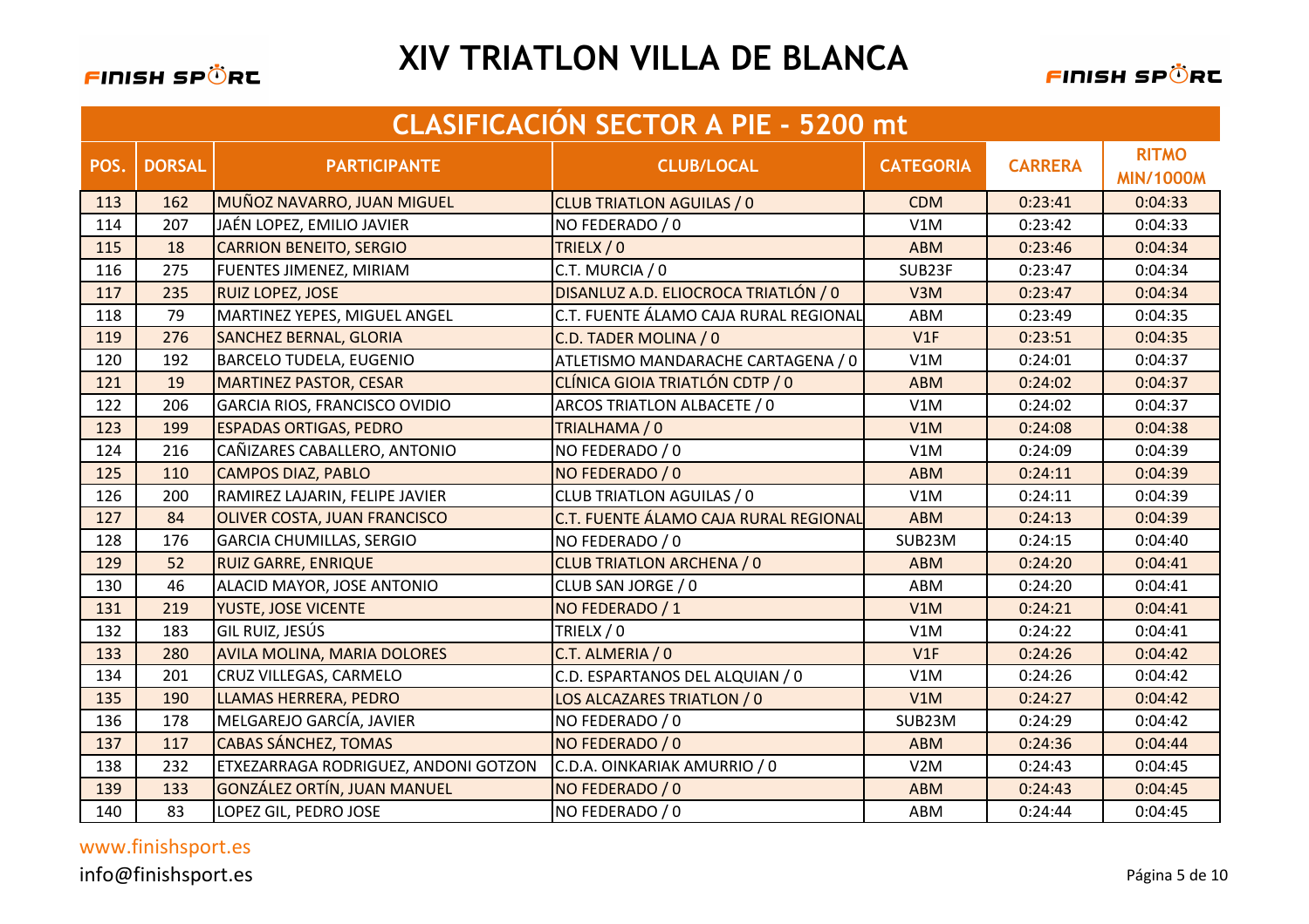# XIV TRIATLON VILLA DE BLANCA

## CLASIFICACIÓN SECTOR A PIE - 5200 mt

| POS. | DORSAL | PARTICIPANTE | CLUB/LOCAL | CATEGORIA | CARRERA | RITMO MIN/1000M |
|---|---|---|---|---|---|---|
| 113 | 162 | MUÑOZ NAVARRO, JUAN MIGUEL | CLUB TRIATLON AGUILAS / 0 | CDM | 0:23:41 | 0:04:33 |
| 114 | 207 | JAÉN LOPEZ, EMILIO JAVIER | NO FEDERADO / 0 | V1M | 0:23:42 | 0:04:33 |
| 115 | 18 | CARRION BENEITO, SERGIO | TRIELX / 0 | ABM | 0:23:46 | 0:04:34 |
| 116 | 275 | FUENTES JIMENEZ, MIRIAM | C.T. MURCIA / 0 | SUB23F | 0:23:47 | 0:04:34 |
| 117 | 235 | RUIZ LOPEZ, JOSE | DISANLUZ A.D. ELIOCROCA TRIATLÓN / 0 | V3M | 0:23:47 | 0:04:34 |
| 118 | 79 | MARTINEZ YEPES, MIGUEL ANGEL | C.T. FUENTE ÁLAMO CAJA RURAL REGIONAL | ABM | 0:23:49 | 0:04:35 |
| 119 | 276 | SANCHEZ BERNAL, GLORIA | C.D. TADER MOLINA / 0 | V1F | 0:23:51 | 0:04:35 |
| 120 | 192 | BARCELO TUDELA, EUGENIO | ATLETISMO MANDARACHE CARTAGENA / 0 | V1M | 0:24:01 | 0:04:37 |
| 121 | 19 | MARTINEZ PASTOR, CESAR | CLÍNICA GIOIA TRIATLÓN CDTP / 0 | ABM | 0:24:02 | 0:04:37 |
| 122 | 206 | GARCIA RIOS, FRANCISCO OVIDIO | ARCOS TRIATLON ALBACETE / 0 | V1M | 0:24:02 | 0:04:37 |
| 123 | 199 | ESPADAS ORTIGAS, PEDRO | TRIALHAMA / 0 | V1M | 0:24:08 | 0:04:38 |
| 124 | 216 | CAÑIZARES CABALLERO, ANTONIO | NO FEDERADO / 0 | V1M | 0:24:09 | 0:04:39 |
| 125 | 110 | CAMPOS DIAZ, PABLO | NO FEDERADO / 0 | ABM | 0:24:11 | 0:04:39 |
| 126 | 200 | RAMIREZ LAJARIN, FELIPE JAVIER | CLUB TRIATLON AGUILAS / 0 | V1M | 0:24:11 | 0:04:39 |
| 127 | 84 | OLIVER COSTA, JUAN FRANCISCO | C.T. FUENTE ÁLAMO CAJA RURAL REGIONAL | ABM | 0:24:13 | 0:04:39 |
| 128 | 176 | GARCIA CHUMILLAS, SERGIO | NO FEDERADO / 0 | SUB23M | 0:24:15 | 0:04:40 |
| 129 | 52 | RUIZ GARRE, ENRIQUE | CLUB TRIATLON ARCHENA / 0 | ABM | 0:24:20 | 0:04:41 |
| 130 | 46 | ALACID MAYOR, JOSE ANTONIO | CLUB SAN JORGE / 0 | ABM | 0:24:20 | 0:04:41 |
| 131 | 219 | YUSTE, JOSE VICENTE | NO FEDERADO / 1 | V1M | 0:24:21 | 0:04:41 |
| 132 | 183 | GIL RUIZ, JESÚS | TRIELX / 0 | V1M | 0:24:22 | 0:04:41 |
| 133 | 280 | AVILA MOLINA, MARIA DOLORES | C.T. ALMERIA / 0 | V1F | 0:24:26 | 0:04:42 |
| 134 | 201 | CRUZ VILLEGAS, CARMELO | C.D. ESPARTANOS DEL ALQUIAN / 0 | V1M | 0:24:26 | 0:04:42 |
| 135 | 190 | LLAMAS HERRERA, PEDRO | LOS ALCAZARES TRIATLON / 0 | V1M | 0:24:27 | 0:04:42 |
| 136 | 178 | MELGAREJO GARCÍA, JAVIER | NO FEDERADO / 0 | SUB23M | 0:24:29 | 0:04:42 |
| 137 | 117 | CABAS SÁNCHEZ, TOMAS | NO FEDERADO / 0 | ABM | 0:24:36 | 0:04:44 |
| 138 | 232 | ETXEZARRAGA RODRIGUEZ, ANDONI GOTZON | C.D.A. OINKARIAK AMURRIO / 0 | V2M | 0:24:43 | 0:04:45 |
| 139 | 133 | GONZÁLEZ ORTÍN, JUAN MANUEL | NO FEDERADO / 0 | ABM | 0:24:43 | 0:04:45 |
| 140 | 83 | LOPEZ GIL, PEDRO JOSE | NO FEDERADO / 0 | ABM | 0:24:44 | 0:04:45 |

www.finishsport.es

info@finishsport.es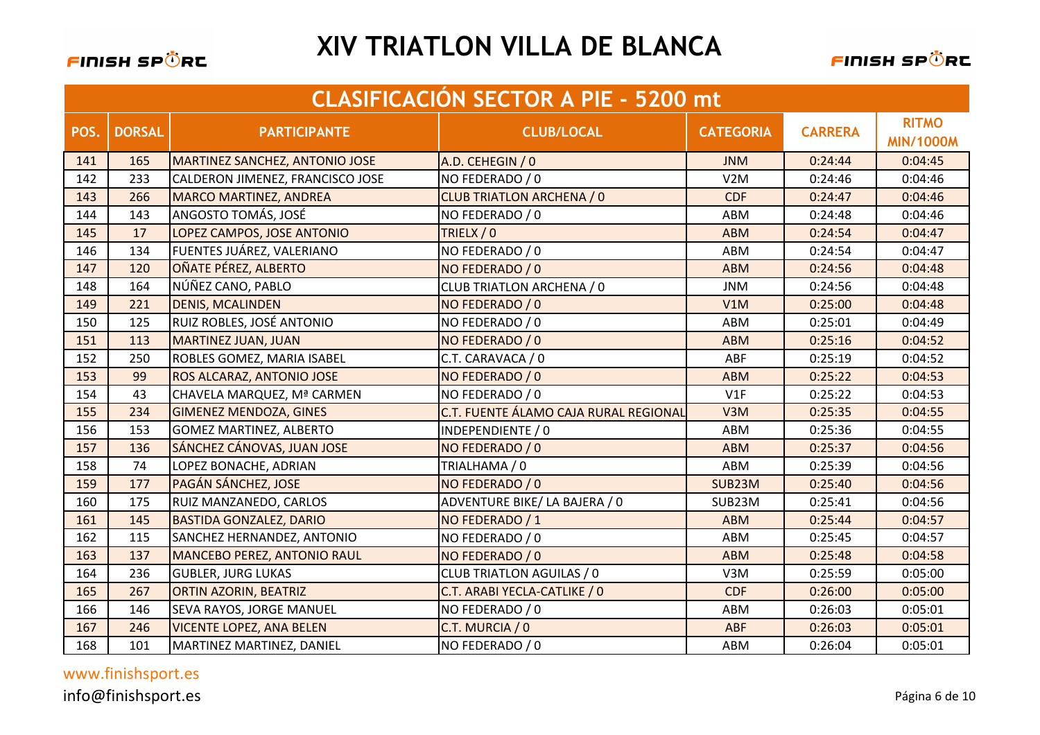# XIV TRIATLON VILLA DE BLANCA

## CLASIFICACIÓN SECTOR A PIE - 5200 mt

| POS. | DORSAL | PARTICIPANTE | CLUB/LOCAL | CATEGORIA | CARRERA | RITMO MIN/1000M |
|---|---|---|---|---|---|---|
| 141 | 165 | MARTINEZ SANCHEZ, ANTONIO JOSE | A.D. CEHEGIN / 0 | JNM | 0:24:44 | 0:04:45 |
| 142 | 233 | CALDERON JIMENEZ, FRANCISCO JOSE | NO FEDERADO / 0 | V2M | 0:24:46 | 0:04:46 |
| 143 | 266 | MARCO MARTINEZ, ANDREA | CLUB TRIATLON ARCHENA / 0 | CDF | 0:24:47 | 0:04:46 |
| 144 | 143 | ANGOSTO TOMÁS, JOSÉ | NO FEDERADO / 0 | ABM | 0:24:48 | 0:04:46 |
| 145 | 17 | LOPEZ CAMPOS, JOSE ANTONIO | TRIELX / 0 | ABM | 0:24:54 | 0:04:47 |
| 146 | 134 | FUENTES JUÁREZ, VALERIANO | NO FEDERADO / 0 | ABM | 0:24:54 | 0:04:47 |
| 147 | 120 | OÑATE PÉREZ, ALBERTO | NO FEDERADO / 0 | ABM | 0:24:56 | 0:04:48 |
| 148 | 164 | NÚÑEZ CANO, PABLO | CLUB TRIATLON ARCHENA / 0 | JNM | 0:24:56 | 0:04:48 |
| 149 | 221 | DENIS, MCALINDEN | NO FEDERADO / 0 | V1M | 0:25:00 | 0:04:48 |
| 150 | 125 | RUIZ ROBLES, JOSÉ ANTONIO | NO FEDERADO / 0 | ABM | 0:25:01 | 0:04:49 |
| 151 | 113 | MARTINEZ JUAN, JUAN | NO FEDERADO / 0 | ABM | 0:25:16 | 0:04:52 |
| 152 | 250 | ROBLES GOMEZ, MARIA ISABEL | C.T. CARAVACA / 0 | ABF | 0:25:19 | 0:04:52 |
| 153 | 99 | ROS ALCARAZ, ANTONIO JOSE | NO FEDERADO / 0 | ABM | 0:25:22 | 0:04:53 |
| 154 | 43 | CHAVELA MARQUEZ, Mª CARMEN | NO FEDERADO / 0 | V1F | 0:25:22 | 0:04:53 |
| 155 | 234 | GIMENEZ MENDOZA, GINES | C.T. FUENTE ÁLAMO CAJA RURAL REGIONAL | V3M | 0:25:35 | 0:04:55 |
| 156 | 153 | GOMEZ MARTINEZ, ALBERTO | INDEPENDIENTE / 0 | ABM | 0:25:36 | 0:04:55 |
| 157 | 136 | SÁNCHEZ CÁNOVAS, JUAN JOSE | NO FEDERADO / 0 | ABM | 0:25:37 | 0:04:56 |
| 158 | 74 | LOPEZ BONACHE, ADRIAN | TRIALHAMA / 0 | ABM | 0:25:39 | 0:04:56 |
| 159 | 177 | PAGÁN SÁNCHEZ, JOSE | NO FEDERADO / 0 | SUB23M | 0:25:40 | 0:04:56 |
| 160 | 175 | RUIZ MANZANEDO, CARLOS | ADVENTURE BIKE/ LA BAJERA / 0 | SUB23M | 0:25:41 | 0:04:56 |
| 161 | 145 | BASTIDA GONZALEZ, DARIO | NO FEDERADO / 1 | ABM | 0:25:44 | 0:04:57 |
| 162 | 115 | SANCHEZ HERNANDEZ, ANTONIO | NO FEDERADO / 0 | ABM | 0:25:45 | 0:04:57 |
| 163 | 137 | MANCEBO PEREZ, ANTONIO RAUL | NO FEDERADO / 0 | ABM | 0:25:48 | 0:04:58 |
| 164 | 236 | GUBLER, JURG LUKAS | CLUB TRIATLON AGUILAS / 0 | V3M | 0:25:59 | 0:05:00 |
| 165 | 267 | ORTIN AZORIN, BEATRIZ | C.T. ARABI YECLA-CATLIKE / 0 | CDF | 0:26:00 | 0:05:00 |
| 166 | 146 | SEVA RAYOS, JORGE MANUEL | NO FEDERADO / 0 | ABM | 0:26:03 | 0:05:01 |
| 167 | 246 | VICENTE LOPEZ, ANA BELEN | C.T. MURCIA / 0 | ABF | 0:26:03 | 0:05:01 |
| 168 | 101 | MARTINEZ MARTINEZ, DANIEL | NO FEDERADO / 0 | ABM | 0:26:04 | 0:05:01 |

www.finishsport.es

info@finishsport.es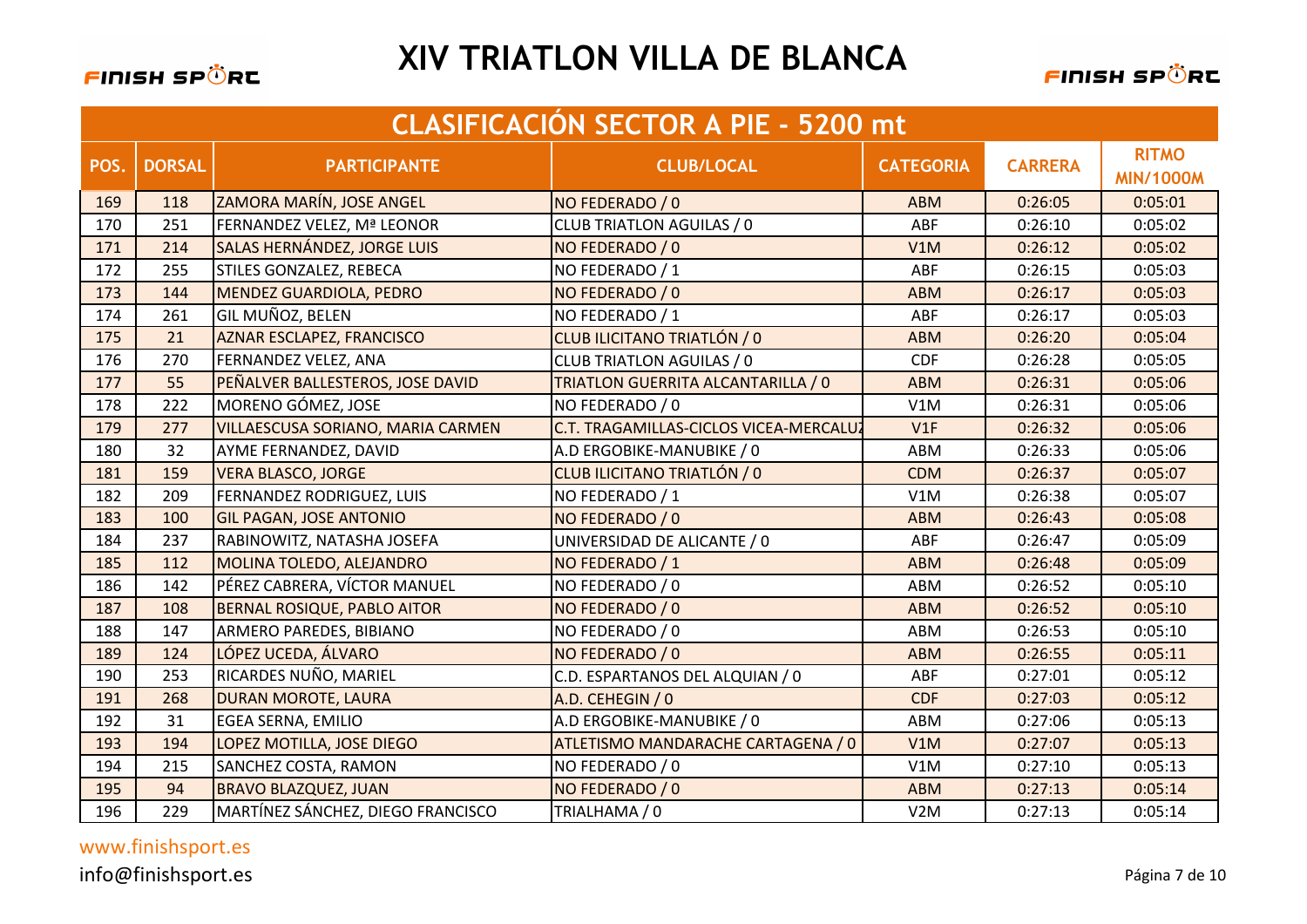# XIV TRIATLON VILLA DE BLANCA

## CLASIFICACIÓN SECTOR A PIE - 5200 mt

| POS. | DORSAL | PARTICIPANTE | CLUB/LOCAL | CATEGORIA | CARRERA | RITMO MIN/1000M |
|---|---|---|---|---|---|---|
| 169 | 118 | ZAMORA MARÍN, JOSE ANGEL | NO FEDERADO / 0 | ABM | 0:26:05 | 0:05:01 |
| 170 | 251 | FERNANDEZ VELEZ, Mª LEONOR | CLUB TRIATLON AGUILAS / 0 | ABF | 0:26:10 | 0:05:02 |
| 171 | 214 | SALAS HERNÁNDEZ, JORGE LUIS | NO FEDERADO / 0 | V1M | 0:26:12 | 0:05:02 |
| 172 | 255 | STILES GONZALEZ, REBECA | NO FEDERADO / 1 | ABF | 0:26:15 | 0:05:03 |
| 173 | 144 | MENDEZ GUARDIOLA, PEDRO | NO FEDERADO / 0 | ABM | 0:26:17 | 0:05:03 |
| 174 | 261 | GIL MUÑOZ, BELEN | NO FEDERADO / 1 | ABF | 0:26:17 | 0:05:03 |
| 175 | 21 | AZNAR ESCLAPEZ, FRANCISCO | CLUB ILICITANO TRIATLÓN / 0 | ABM | 0:26:20 | 0:05:04 |
| 176 | 270 | FERNANDEZ VELEZ, ANA | CLUB TRIATLON AGUILAS / 0 | CDF | 0:26:28 | 0:05:05 |
| 177 | 55 | PEÑALVER BALLESTEROS, JOSE DAVID | TRIATLON GUERRITA ALCANTARILLA / 0 | ABM | 0:26:31 | 0:05:06 |
| 178 | 222 | MORENO GÓMEZ, JOSE | NO FEDERADO / 0 | V1M | 0:26:31 | 0:05:06 |
| 179 | 277 | VILLAESCUSA SORIANO, MARIA CARMEN | C.T. TRAGAMILLAS-CICLOS VICEA-MERCALU | V1F | 0:26:32 | 0:05:06 |
| 180 | 32 | AYME FERNANDEZ, DAVID | A.D ERGOBIKE-MANUBIKE / 0 | ABM | 0:26:33 | 0:05:06 |
| 181 | 159 | VERA BLASCO, JORGE | CLUB ILICITANO TRIATLÓN / 0 | CDM | 0:26:37 | 0:05:07 |
| 182 | 209 | FERNANDEZ RODRIGUEZ, LUIS | NO FEDERADO / 1 | V1M | 0:26:38 | 0:05:07 |
| 183 | 100 | GIL PAGAN, JOSE ANTONIO | NO FEDERADO / 0 | ABM | 0:26:43 | 0:05:08 |
| 184 | 237 | RABINOWITZ, NATASHA JOSEFA | UNIVERSIDAD DE ALICANTE / 0 | ABF | 0:26:47 | 0:05:09 |
| 185 | 112 | MOLINA TOLEDO, ALEJANDRO | NO FEDERADO / 1 | ABM | 0:26:48 | 0:05:09 |
| 186 | 142 | PÉREZ CABRERA, VÍCTOR MANUEL | NO FEDERADO / 0 | ABM | 0:26:52 | 0:05:10 |
| 187 | 108 | BERNAL ROSIQUE, PABLO AITOR | NO FEDERADO / 0 | ABM | 0:26:52 | 0:05:10 |
| 188 | 147 | ARMERO PAREDES, BIBIANO | NO FEDERADO / 0 | ABM | 0:26:53 | 0:05:10 |
| 189 | 124 | LÓPEZ UCEDA, ÁLVARO | NO FEDERADO / 0 | ABM | 0:26:55 | 0:05:11 |
| 190 | 253 | RICARDES NUÑO, MARIEL | C.D. ESPARTANOS DEL ALQUIAN / 0 | ABF | 0:27:01 | 0:05:12 |
| 191 | 268 | DURAN MOROTE, LAURA | A.D. CEHEGIN / 0 | CDF | 0:27:03 | 0:05:12 |
| 192 | 31 | EGEA SERNA, EMILIO | A.D ERGOBIKE-MANUBIKE / 0 | ABM | 0:27:06 | 0:05:13 |
| 193 | 194 | LOPEZ MOTILLA, JOSE DIEGO | ATLETISMO MANDARACHE CARTAGENA / 0 | V1M | 0:27:07 | 0:05:13 |
| 194 | 215 | SANCHEZ COSTA, RAMON | NO FEDERADO / 0 | V1M | 0:27:10 | 0:05:13 |
| 195 | 94 | BRAVO BLAZQUEZ, JUAN | NO FEDERADO / 0 | ABM | 0:27:13 | 0:05:14 |
| 196 | 229 | MARTÍNEZ SÁNCHEZ, DIEGO FRANCISCO | TRIALHAMA / 0 | V2M | 0:27:13 | 0:05:14 |

www.finishsport.es

info@finishsport.es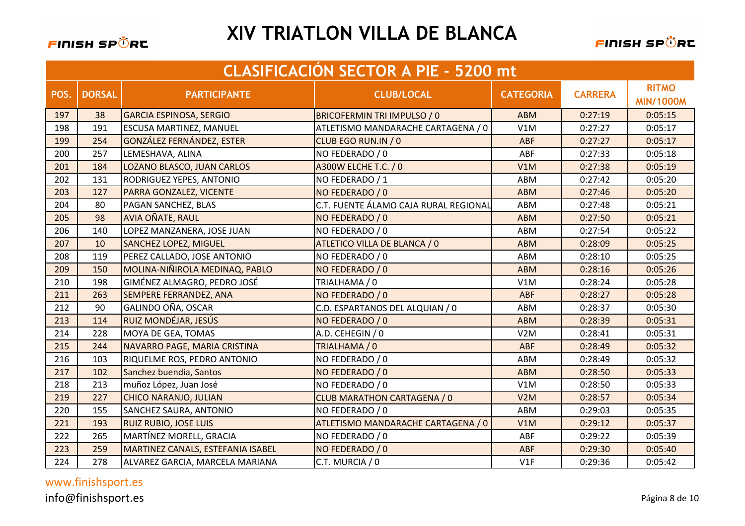# XIV TRIATLON VILLA DE BLANCA

## CLASIFICACIÓN SECTOR A PIE - 5200 mt

| POS. | DORSAL | PARTICIPANTE | CLUB/LOCAL | CATEGORIA | CARRERA | RITMO MIN/1000M |
|---|---|---|---|---|---|---|
| 197 | 38 | GARCIA ESPINOSA, SERGIO | BRICOFERMIN TRI IMPULSO / 0 | ABM | 0:27:19 | 0:05:15 |
| 198 | 191 | ESCUSA MARTINEZ, MANUEL | ATLETISMO MANDARACHE CARTAGENA / 0 | V1M | 0:27:27 | 0:05:17 |
| 199 | 254 | GONZÁLEZ FERNÁNDEZ, ESTER | CLUB EGO RUN.IN / 0 | ABF | 0:27:27 | 0:05:17 |
| 200 | 257 | LEMESHAVA, ALINA | NO FEDERADO / 0 | ABF | 0:27:33 | 0:05:18 |
| 201 | 184 | LOZANO BLASCO, JUAN CARLOS | A300W ELCHE T.C. / 0 | V1M | 0:27:38 | 0:05:19 |
| 202 | 131 | RODRIGUEZ YEPES, ANTONIO | NO FEDERADO / 1 | ABM | 0:27:42 | 0:05:20 |
| 203 | 127 | PARRA GONZALEZ, VICENTE | NO FEDERADO / 0 | ABM | 0:27:46 | 0:05:20 |
| 204 | 80 | PAGAN SANCHEZ, BLAS | C.T. FUENTE ÁLAMO CAJA RURAL REGIONAL | ABM | 0:27:48 | 0:05:21 |
| 205 | 98 | AVIA OÑATE, RAUL | NO FEDERADO / 0 | ABM | 0:27:50 | 0:05:21 |
| 206 | 140 | LOPEZ MANZANERA, JOSE JUAN | NO FEDERADO / 0 | ABM | 0:27:54 | 0:05:22 |
| 207 | 10 | SANCHEZ LOPEZ, MIGUEL | ATLETICO VILLA DE BLANCA / 0 | ABM | 0:28:09 | 0:05:25 |
| 208 | 119 | PEREZ CALLADO, JOSE ANTONIO | NO FEDERADO / 0 | ABM | 0:28:10 | 0:05:25 |
| 209 | 150 | MOLINA-NIÑIROLA MEDINAQ, PABLO | NO FEDERADO / 0 | ABM | 0:28:16 | 0:05:26 |
| 210 | 198 | GIMÉNEZ ALMAGRO, PEDRO JOSÉ | TRIALHAMA / 0 | V1M | 0:28:24 | 0:05:28 |
| 211 | 263 | SEMPERE FERRANDEZ, ANA | NO FEDERADO / 0 | ABF | 0:28:27 | 0:05:28 |
| 212 | 90 | GALINDO OÑA, OSCAR | C.D. ESPARTANOS DEL ALQUIAN / 0 | ABM | 0:28:37 | 0:05:30 |
| 213 | 114 | RUIZ MONDÉJAR, JESÚS | NO FEDERADO / 0 | ABM | 0:28:39 | 0:05:31 |
| 214 | 228 | MOYA DE GEA, TOMAS | A.D. CEHEGIN / 0 | V2M | 0:28:41 | 0:05:31 |
| 215 | 244 | NAVARRO PAGE, MARIA CRISTINA | TRIALHAMA / 0 | ABF | 0:28:49 | 0:05:32 |
| 216 | 103 | RIQUELME ROS, PEDRO ANTONIO | NO FEDERADO / 0 | ABM | 0:28:49 | 0:05:32 |
| 217 | 102 | Sanchez buendia, Santos | NO FEDERADO / 0 | ABM | 0:28:50 | 0:05:33 |
| 218 | 213 | muñoz López, Juan José | NO FEDERADO / 0 | V1M | 0:28:50 | 0:05:33 |
| 219 | 227 | CHICO NARANJO, JULIAN | CLUB MARATHON CARTAGENA / 0 | V2M | 0:28:57 | 0:05:34 |
| 220 | 155 | SANCHEZ SAURA, ANTONIO | NO FEDERADO / 0 | ABM | 0:29:03 | 0:05:35 |
| 221 | 193 | RUIZ RUBIO, JOSE LUIS | ATLETISMO MANDARACHE CARTAGENA / 0 | V1M | 0:29:12 | 0:05:37 |
| 222 | 265 | MARTÍNEZ MORELL, GRACIA | NO FEDERADO / 0 | ABF | 0:29:22 | 0:05:39 |
| 223 | 259 | MARTINEZ CANALS, ESTEFANIA ISABEL | NO FEDERADO / 0 | ABF | 0:29:30 | 0:05:40 |
| 224 | 278 | ALVAREZ GARCIA, MARCELA MARIANA | C.T. MURCIA / 0 | V1F | 0:29:36 | 0:05:42 |

www.finishsport.es

info@finishsport.es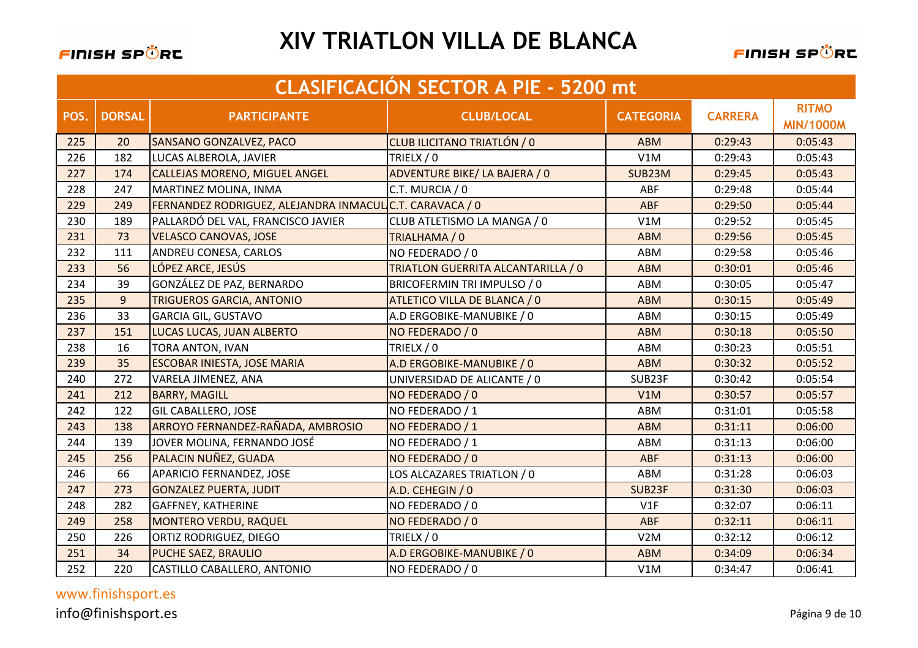# XIV TRIATLON VILLA DE BLANCA

## CLASIFICACIÓN SECTOR A PIE - 5200 mt

| POS. | DORSAL | PARTICIPANTE | CLUB/LOCAL | CATEGORIA | CARRERA | RITMO MIN/1000M |
|---|---|---|---|---|---|---|
| 225 | 20 | SANSANO GONZALVEZ, PACO | CLUB ILICITANO TRIATLÓN / 0 | ABM | 0:29:43 | 0:05:43 |
| 226 | 182 | LUCAS ALBEROLA, JAVIER | TRIELX / 0 | V1M | 0:29:43 | 0:05:43 |
| 227 | 174 | CALLEJAS MORENO, MIGUEL ANGEL | ADVENTURE BIKE/ LA BAJERA / 0 | SUB23M | 0:29:45 | 0:05:43 |
| 228 | 247 | MARTINEZ MOLINA, INMA | C.T. MURCIA / 0 | ABF | 0:29:48 | 0:05:44 |
| 229 | 249 | FERNANDEZ RODRIGUEZ, ALEJANDRA INMACUL | C.T. CARAVACA / 0 | ABF | 0:29:50 | 0:05:44 |
| 230 | 189 | PALLARDÓ DEL VAL, FRANCISCO JAVIER | CLUB ATLETISMO LA MANGA / 0 | V1M | 0:29:52 | 0:05:45 |
| 231 | 73 | VELASCO CANOVAS, JOSE | TRIALHAMA / 0 | ABM | 0:29:56 | 0:05:45 |
| 232 | 111 | ANDREU CONESA, CARLOS | NO FEDERADO / 0 | ABM | 0:29:58 | 0:05:46 |
| 233 | 56 | LÓPEZ ARCE, JESÚS | TRIATLON GUERRITA ALCANTARILLA / 0 | ABM | 0:30:01 | 0:05:46 |
| 234 | 39 | GONZÁLEZ DE PAZ, BERNARDO | BRICOFERMIN TRI IMPULSO / 0 | ABM | 0:30:05 | 0:05:47 |
| 235 | 9 | TRIGUEROS GARCIA, ANTONIO | ATLETICO VILLA DE BLANCA / 0 | ABM | 0:30:15 | 0:05:49 |
| 236 | 33 | GARCIA GIL, GUSTAVO | A.D ERGOBIKE-MANUBIKE / 0 | ABM | 0:30:15 | 0:05:49 |
| 237 | 151 | LUCAS LUCAS, JUAN ALBERTO | NO FEDERADO / 0 | ABM | 0:30:18 | 0:05:50 |
| 238 | 16 | TORA ANTON, IVAN | TRIELX / 0 | ABM | 0:30:23 | 0:05:51 |
| 239 | 35 | ESCOBAR INIESTA, JOSE MARIA | A.D ERGOBIKE-MANUBIKE / 0 | ABM | 0:30:32 | 0:05:52 |
| 240 | 272 | VARELA JIMENEZ, ANA | UNIVERSIDAD DE ALICANTE / 0 | SUB23F | 0:30:42 | 0:05:54 |
| 241 | 212 | BARRY, MAGILL | NO FEDERADO / 0 | V1M | 0:30:57 | 0:05:57 |
| 242 | 122 | GIL CABALLERO, JOSE | NO FEDERADO / 1 | ABM | 0:31:01 | 0:05:58 |
| 243 | 138 | ARROYO FERNANDEZ-RAÑADA, AMBROSIO | NO FEDERADO / 1 | ABM | 0:31:11 | 0:06:00 |
| 244 | 139 | JOVER MOLINA, FERNANDO JOSÉ | NO FEDERADO / 1 | ABM | 0:31:13 | 0:06:00 |
| 245 | 256 | PALACIN NUÑEZ, GUADA | NO FEDERADO / 0 | ABF | 0:31:13 | 0:06:00 |
| 246 | 66 | APARICIO FERNANDEZ, JOSE | LOS ALCAZARES TRIATLON / 0 | ABM | 0:31:28 | 0:06:03 |
| 247 | 273 | GONZALEZ PUERTA, JUDIT | A.D. CEHEGIN / 0 | SUB23F | 0:31:30 | 0:06:03 |
| 248 | 282 | GAFFNEY, KATHERINE | NO FEDERADO / 0 | V1F | 0:32:07 | 0:06:11 |
| 249 | 258 | MONTERO VERDU, RAQUEL | NO FEDERADO / 0 | ABF | 0:32:11 | 0:06:11 |
| 250 | 226 | ORTIZ RODRIGUEZ, DIEGO | TRIELX / 0 | V2M | 0:32:12 | 0:06:12 |
| 251 | 34 | PUCHE SAEZ, BRAULIO | A.D ERGOBIKE-MANUBIKE / 0 | ABM | 0:34:09 | 0:06:34 |
| 252 | 220 | CASTILLO CABALLERO, ANTONIO | NO FEDERADO / 0 | V1M | 0:34:47 | 0:06:41 |

www.finishsport.es

info@finishsport.es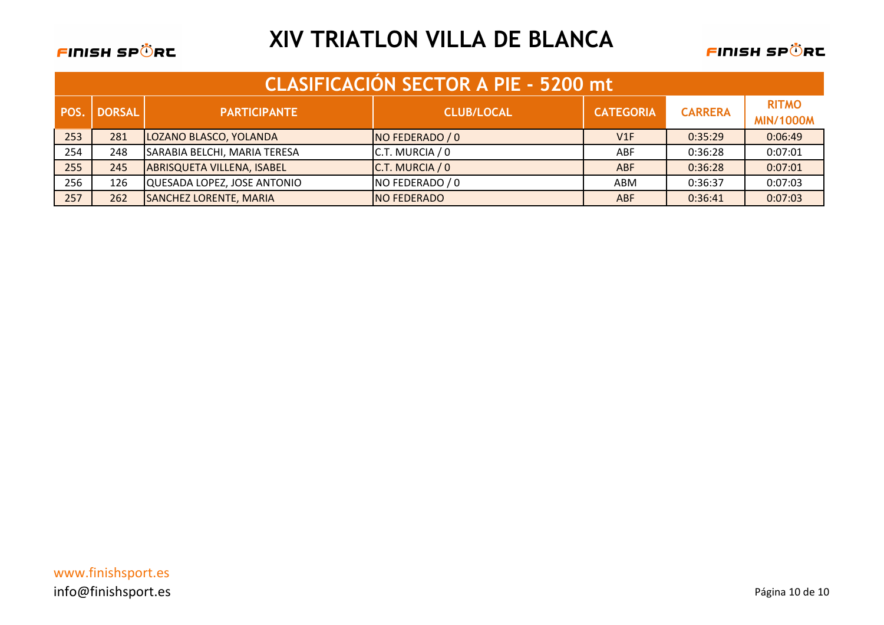# XIV TRIATLON VILLA DE BLANCA

## CLASIFICACIÓN SECTOR A PIE - 5200 mt

| POS. | DORSAL | PARTICIPANTE | CLUB/LOCAL | CATEGORIA | CARRERA | RITMO MIN/1000M |
|---|---|---|---|---|---|---|
| 253 | 281 | LOZANO BLASCO, YOLANDA | NO FEDERADO / 0 | V1F | 0:35:29 | 0:06:49 |
| 254 | 248 | SARABIA BELCHI, MARIA TERESA | C.T. MURCIA / 0 | ABF | 0:36:28 | 0:07:01 |
| 255 | 245 | ABRISQUETA VILLENA, ISABEL | C.T. MURCIA / 0 | ABF | 0:36:28 | 0:07:01 |
| 256 | 126 | QUESADA LOPEZ, JOSE ANTONIO | NO FEDERADO / 0 | ABM | 0:36:37 | 0:07:03 |
| 257 | 262 | SANCHEZ LORENTE, MARIA | NO FEDERADO | ABF | 0:36:41 | 0:07:03 |

www.finishsport.es
info@finishsport.es